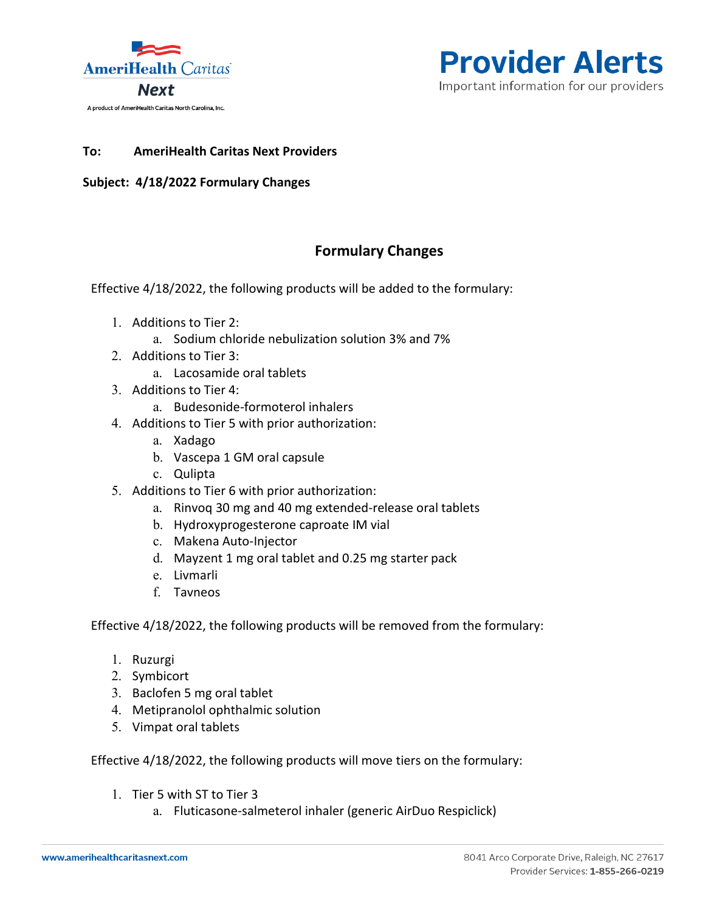**To:** **AmeriHealth Caritas Next Providers**

**Subject: 4/18/2022 Formulary Changes**

## Formulary Changes

Effective 4/18/2022, the following products will be added to the formulary:

1. Additions to Tier 2:
   a. Sodium chloride nebulization solution 3% and 7%
2. Additions to Tier 3:
   a. Lacosamide oral tablets
3. Additions to Tier 4:
   a. Budesonide-formoterol inhalers
4. Additions to Tier 5 with prior authorization:
   a. Xadago
   b. Vascepa 1 GM oral capsule
   c. Qulipta
5. Additions to Tier 6 with prior authorization:
   a. Rinvoq 30 mg and 40 mg extended-release oral tablets
   b. Hydroxyprogesterone caproate IM vial
   c. Makena Auto-Injector
   d. Mayzent 1 mg oral tablet and 0.25 mg starter pack
   e. Livmarli
   f. Tavneos

Effective 4/18/2022, the following products will be removed from the formulary:

1. Ruzurgi
2. Symbicort
3. Baclofen 5 mg oral tablet
4. Metipranolol ophthalmic solution
5. Vimpat oral tablets

Effective 4/18/2022, the following products will move tiers on the formulary:

1. Tier 5 with ST to Tier 3
   a. Fluticasone-salmeterol inhaler (generic AirDuo Respiclick)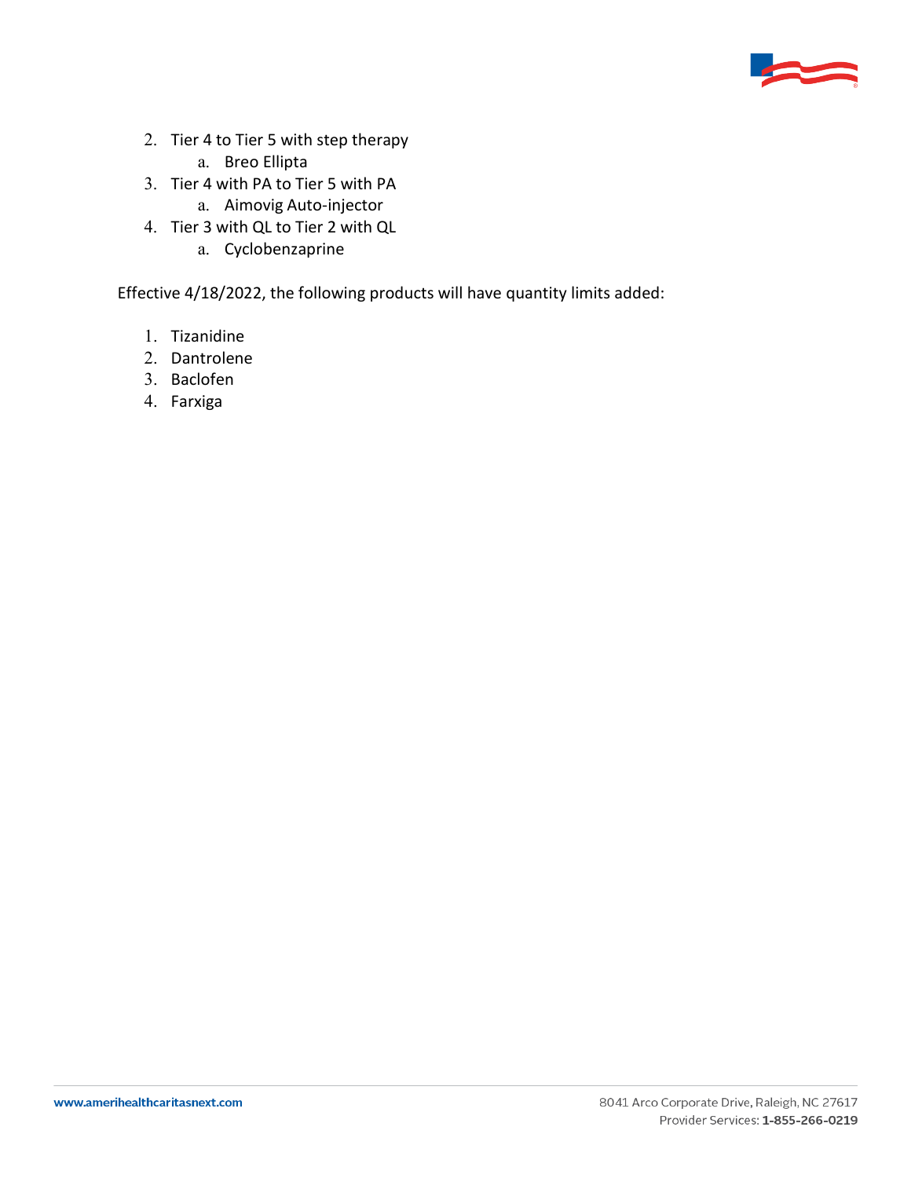2. Tier 4 to Tier 5 with step therapy
    a. Breo Ellipta
3. Tier 4 with PA to Tier 5 with PA
    a. Aimovig Auto-injector
4. Tier 3 with QL to Tier 2 with QL
    a. Cyclobenzaprine

Effective 4/18/2022, the following products will have quantity limits added:

1. Tizanidine
2. Dantrolene
3. Baclofen
4. Farxiga